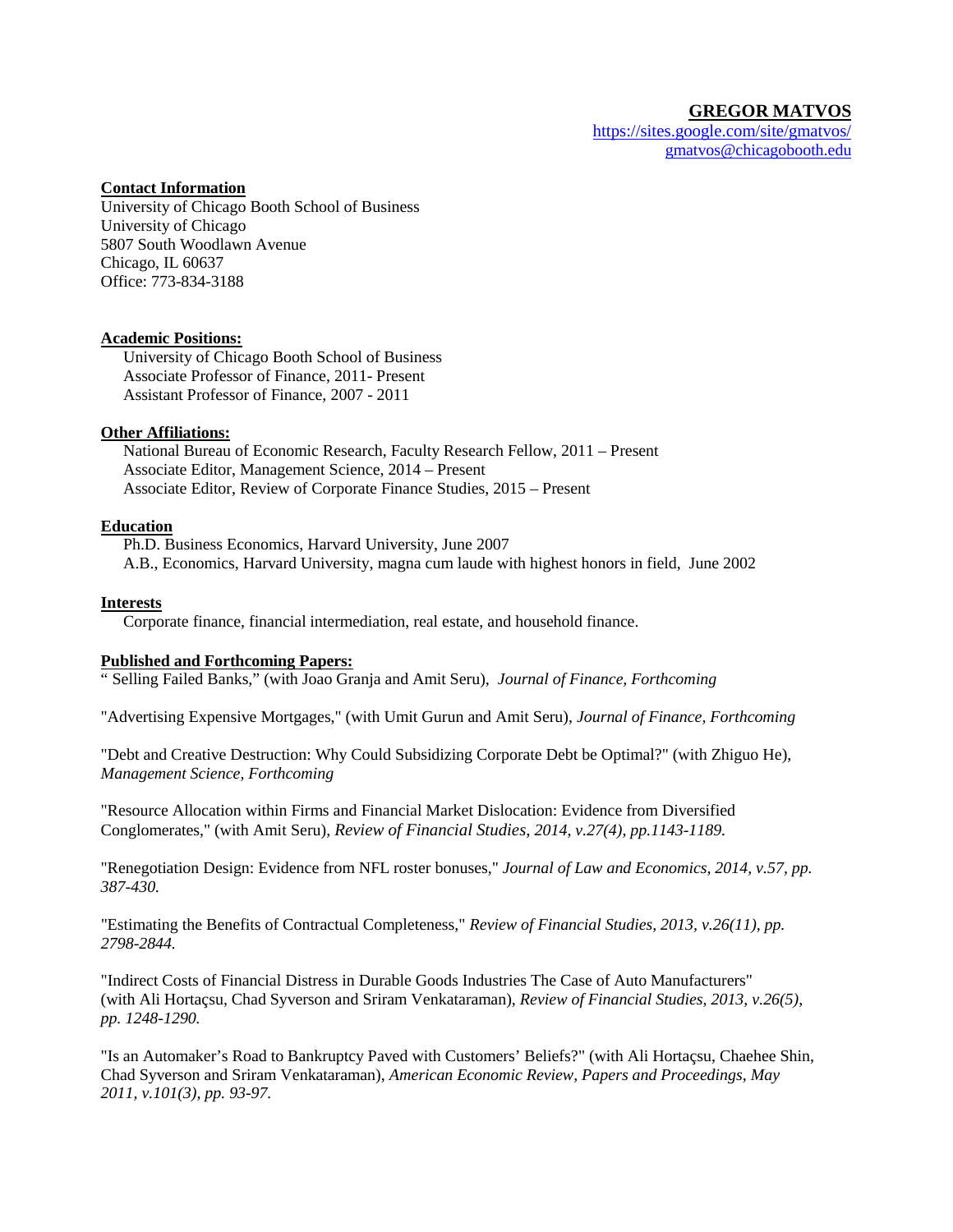# GREGOR MATVOS

https://sites.google.com/site/gmatvos/
gmatvos@chicagobooth.edu

## Contact Information

University of Chicago Booth School of Business
University of Chicago
5807 South Woodlawn Avenue
Chicago, IL 60637
Office: 773-834-3188

## Academic Positions:

University of Chicago Booth School of Business
Associate Professor of Finance, 2011- Present
Assistant Professor of Finance, 2007 - 2011

## Other Affiliations:

National Bureau of Economic Research, Faculty Research Fellow, 2011 – Present
Associate Editor, Management Science, 2014 – Present
Associate Editor, Review of Corporate Finance Studies, 2015 – Present

## Education

Ph.D. Business Economics, Harvard University, June 2007
A.B., Economics, Harvard University, magna cum laude with highest honors in field, June 2002

## Interests

Corporate finance, financial intermediation, real estate, and household finance.

## Published and Forthcoming Papers:

" Selling Failed Banks," (with Joao Granja and Amit Seru), *Journal of Finance, Forthcoming*

"Advertising Expensive Mortgages," (with Umit Gurun and Amit Seru), *Journal of Finance, Forthcoming*

"Debt and Creative Destruction: Why Could Subsidizing Corporate Debt be Optimal?" (with Zhiguo He), *Management Science, Forthcoming*

"Resource Allocation within Firms and Financial Market Dislocation: Evidence from Diversified Conglomerates," (with Amit Seru), *Review of Financial Studies, 2014, v.27(4), pp.1143-1189.*

"Renegotiation Design: Evidence from NFL roster bonuses," *Journal of Law and Economics, 2014, v.57, pp. 387-430.*

"Estimating the Benefits of Contractual Completeness," *Review of Financial Studies, 2013, v.26(11), pp. 2798-2844.*

"Indirect Costs of Financial Distress in Durable Goods Industries The Case of Auto Manufacturers" (with Ali Hortaçsu, Chad Syverson and Sriram Venkataraman), *Review of Financial Studies, 2013, v.26(5), pp. 1248-1290.*

"Is an Automaker's Road to Bankruptcy Paved with Customers' Beliefs?" (with Ali Hortaçsu, Chaehee Shin, Chad Syverson and Sriram Venkataraman), *American Economic Review, Papers and Proceedings, May 2011, v.101(3), pp. 93-97.*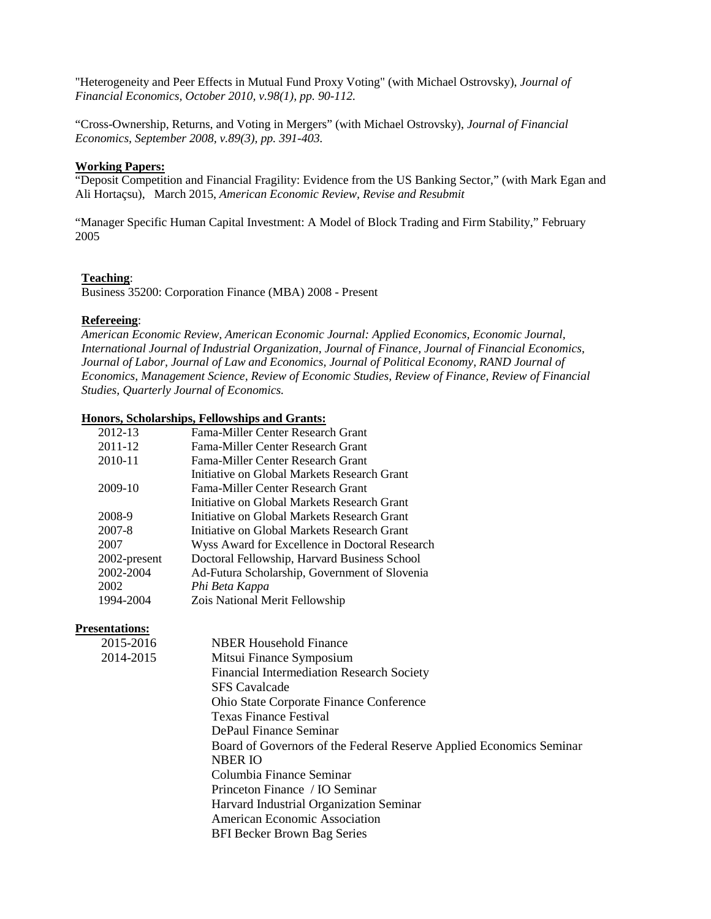"Heterogeneity and Peer Effects in Mutual Fund Proxy Voting" (with Michael Ostrovsky), *Journal of Financial Economics, October 2010, v.98(1), pp. 90-112.*

"Cross-Ownership, Returns, and Voting in Mergers" (with Michael Ostrovsky), *Journal of Financial Economics, September 2008, v.89(3), pp. 391-403.*

**Working Papers:**

"Deposit Competition and Financial Fragility: Evidence from the US Banking Sector," (with Mark Egan and Ali Hortaçsu), March 2015, *American Economic Review, Revise and Resubmit*

"Manager Specific Human Capital Investment: A Model of Block Trading and Firm Stability," February 2005

**Teaching**:

Business 35200: Corporation Finance (MBA) 2008 - Present

**Refereeing**:

*American Economic Review, American Economic Journal: Applied Economics, Economic Journal, International Journal of Industrial Organization, Journal of Finance, Journal of Financial Economics, Journal of Labor, Journal of Law and Economics, Journal of Political Economy, RAND Journal of Economics, Management Science, Review of Economic Studies, Review of Finance, Review of Financial Studies, Quarterly Journal of Economics.*

**Honors, Scholarships, Fellowships and Grants:**

| | |
|---|---|
| 2012-13 | Fama-Miller Center Research Grant |
| 2011-12 | Fama-Miller Center Research Grant |
| 2010-11 | Fama-Miller Center Research Grant |
| | Initiative on Global Markets Research Grant |
| 2009-10 | Fama-Miller Center Research Grant |
| | Initiative on Global Markets Research Grant |
| 2008-9 | Initiative on Global Markets Research Grant |
| 2007-8 | Initiative on Global Markets Research Grant |
| 2007 | Wyss Award for Excellence in Doctoral Research |
| 2002-present | Doctoral Fellowship, Harvard Business School |
| 2002-2004 | Ad-Futura Scholarship, Government of Slovenia |
| 2002 | *Phi Beta Kappa* |
| 1994-2004 | Zois National Merit Fellowship |

**Presentations:**

| | |
|---|---|
| 2015-2016 | NBER Household Finance |
| 2014-2015 | Mitsui Finance Symposium |
| | Financial Intermediation Research Society |
| | SFS Cavalcade |
| | Ohio State Corporate Finance Conference |
| | Texas Finance Festival |
| | DePaul Finance Seminar |
| | Board of Governors of the Federal Reserve Applied Economics Seminar |
| | NBER IO |
| | Columbia Finance Seminar |
| | Princeton Finance / IO Seminar |
| | Harvard Industrial Organization Seminar |
| | American Economic Association |
| | BFI Becker Brown Bag Series |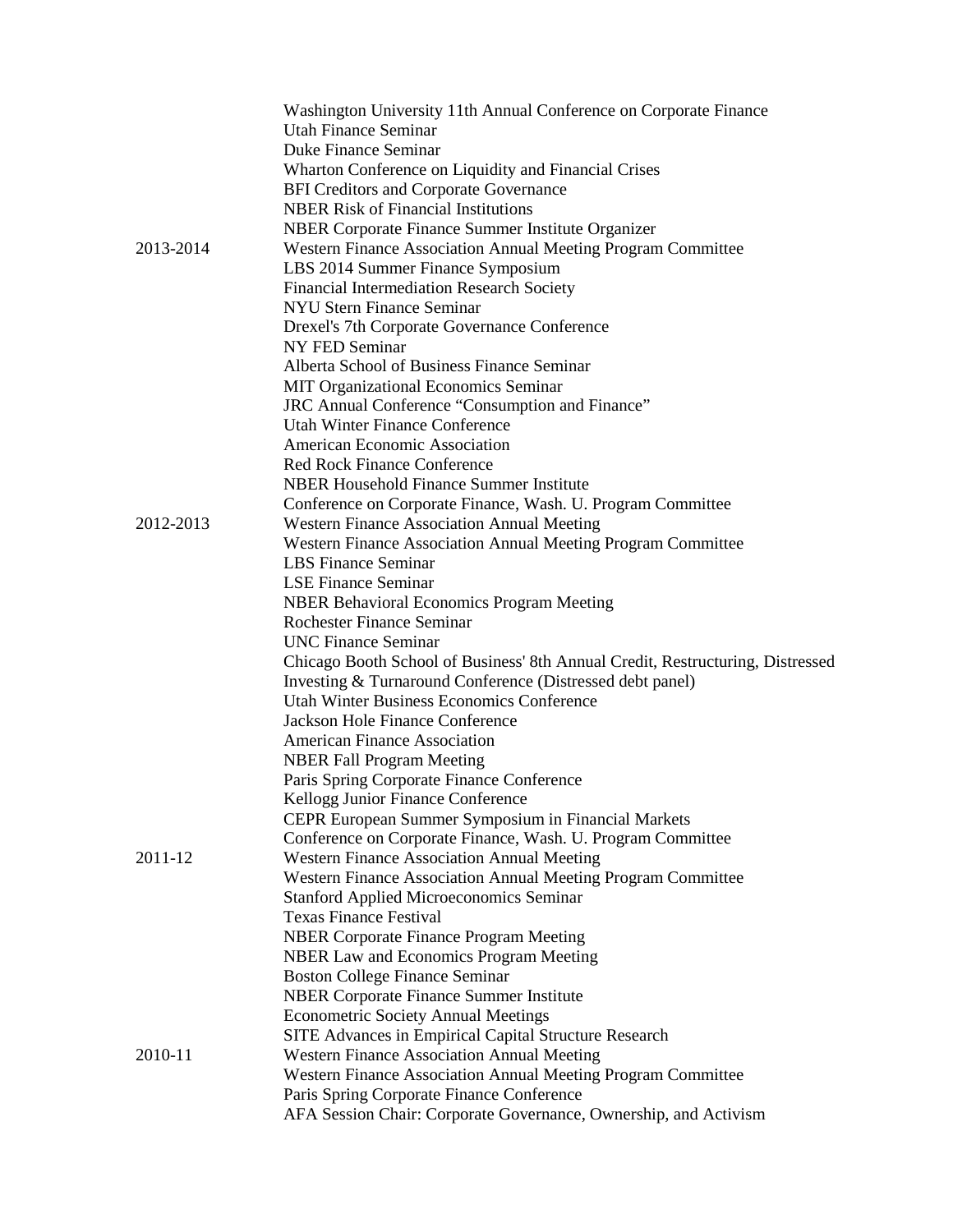| | |
|---|---|
| | Washington University 11th Annual Conference on Corporate Finance |
| | Utah Finance Seminar |
| | Duke Finance Seminar |
| | Wharton Conference on Liquidity and Financial Crises |
| | BFI Creditors and Corporate Governance |
| | NBER Risk of Financial Institutions |
| | NBER Corporate Finance Summer Institute Organizer |
| 2013-2014 | Western Finance Association Annual Meeting Program Committee |
| | LBS 2014 Summer Finance Symposium |
| | Financial Intermediation Research Society |
| | NYU Stern Finance Seminar |
| | Drexel's 7th Corporate Governance Conference |
| | NY FED Seminar |
| | Alberta School of Business Finance Seminar |
| | MIT Organizational Economics Seminar |
| | JRC Annual Conference "Consumption and Finance" |
| | Utah Winter Finance Conference |
| | American Economic Association |
| | Red Rock Finance Conference |
| | NBER Household Finance Summer Institute |
| | Conference on Corporate Finance, Wash. U. Program Committee |
| 2012-2013 | Western Finance Association Annual Meeting |
| | Western Finance Association Annual Meeting Program Committee |
| | LBS Finance Seminar |
| | LSE Finance Seminar |
| | NBER Behavioral Economics Program Meeting |
| | Rochester Finance Seminar |
| | UNC Finance Seminar |
| | Chicago Booth School of Business' 8th Annual Credit, Restructuring, Distressed Investing & Turnaround Conference (Distressed debt panel) |
| | Utah Winter Business Economics Conference |
| | Jackson Hole Finance Conference |
| | American Finance Association |
| | NBER Fall Program Meeting |
| | Paris Spring Corporate Finance Conference |
| | Kellogg Junior Finance Conference |
| | CEPR European Summer Symposium in Financial Markets |
| | Conference on Corporate Finance, Wash. U. Program Committee |
| 2011-12 | Western Finance Association Annual Meeting |
| | Western Finance Association Annual Meeting Program Committee |
| | Stanford Applied Microeconomics Seminar |
| | Texas Finance Festival |
| | NBER Corporate Finance Program Meeting |
| | NBER Law and Economics Program Meeting |
| | Boston College Finance Seminar |
| | NBER Corporate Finance Summer Institute |
| | Econometric Society Annual Meetings |
| | SITE Advances in Empirical Capital Structure Research |
| 2010-11 | Western Finance Association Annual Meeting |
| | Western Finance Association Annual Meeting Program Committee |
| | Paris Spring Corporate Finance Conference |
| | AFA Session Chair: Corporate Governance, Ownership, and Activism |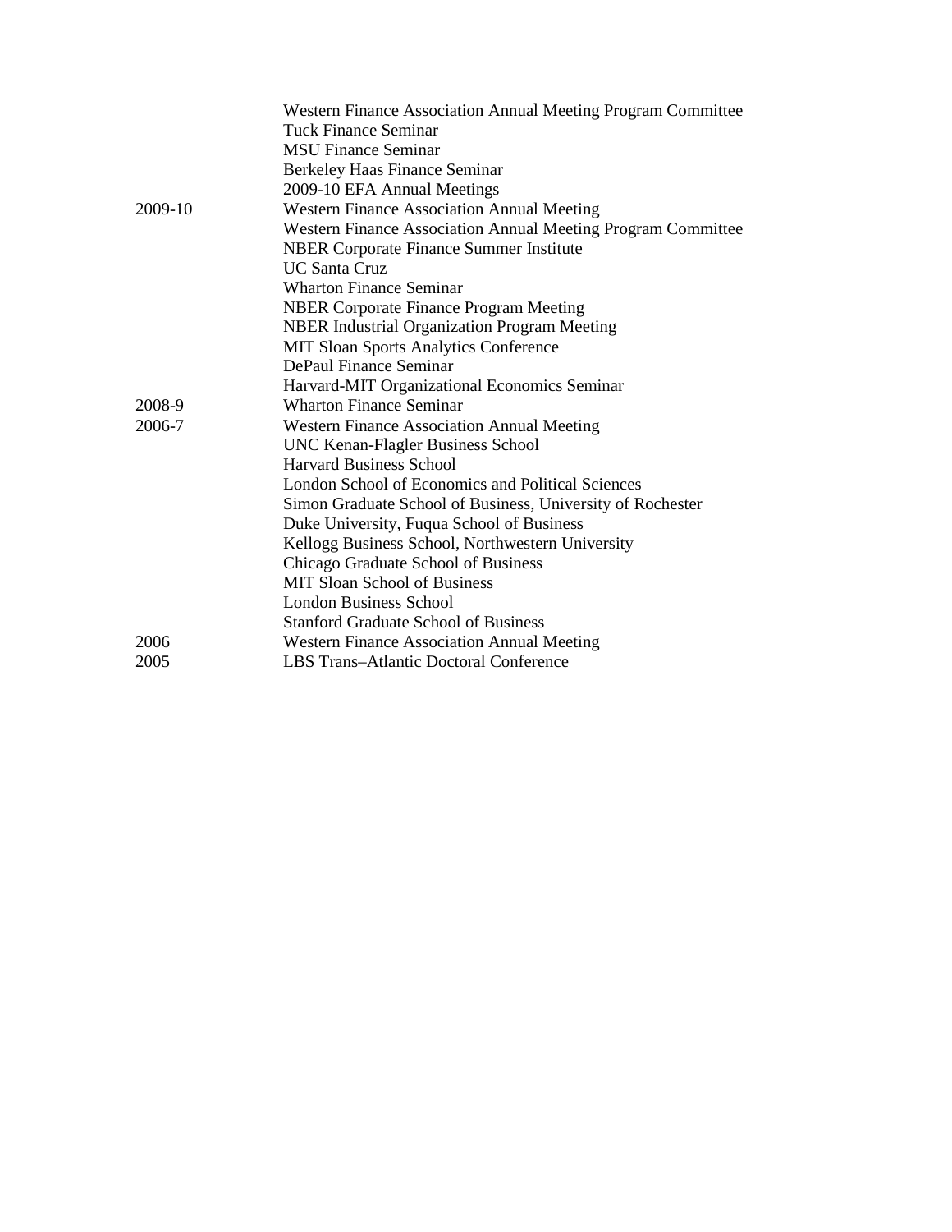| | |
|---|---|
| | Western Finance Association Annual Meeting Program Committee |
| | Tuck Finance Seminar |
| | MSU Finance Seminar |
| | Berkeley Haas Finance Seminar |
| | 2009-10 EFA Annual Meetings |
| 2009-10 | Western Finance Association Annual Meeting |
| | Western Finance Association Annual Meeting Program Committee |
| | NBER Corporate Finance Summer Institute |
| | UC Santa Cruz |
| | Wharton Finance Seminar |
| | NBER Corporate Finance Program Meeting |
| | NBER Industrial Organization Program Meeting |
| | MIT Sloan Sports Analytics Conference |
| | DePaul Finance Seminar |
| | Harvard-MIT Organizational Economics Seminar |
| 2008-9 | Wharton Finance Seminar |
| 2006-7 | Western Finance Association Annual Meeting |
| | UNC Kenan-Flagler Business School |
| | Harvard Business School |
| | London School of Economics and Political Sciences |
| | Simon Graduate School of Business, University of Rochester |
| | Duke University, Fuqua School of Business |
| | Kellogg Business School, Northwestern University |
| | Chicago Graduate School of Business |
| | MIT Sloan School of Business |
| | London Business School |
| | Stanford Graduate School of Business |
| 2006 | Western Finance Association Annual Meeting |
| 2005 | LBS Trans–Atlantic Doctoral Conference |